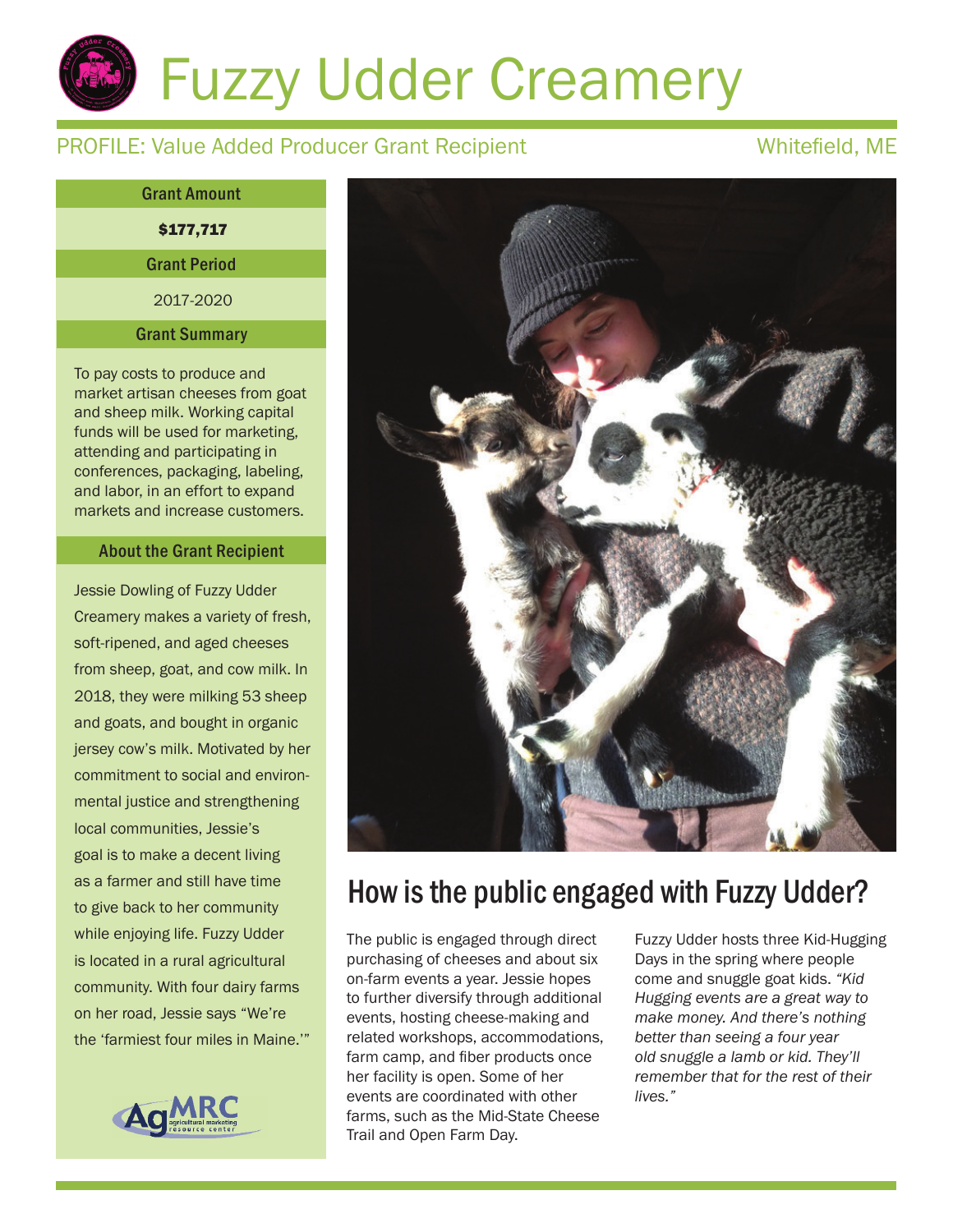# Fuzzy Udder Creamery

PROFILE: Value Added Producer Grant Recipient

Whitefield, ME

| Grant Amount |
| --- |
| **$177,717** |
| **Grant Period** |
| 2017-2020 |

### Grant Summary

To pay costs to produce and market artisan cheeses from goat and sheep milk. Working capital funds will be used for marketing, attending and participating in conferences, packaging, labeling, and labor, in an effort to expand markets and increase customers.

### About the Grant Recipient

Jessie Dowling of Fuzzy Udder Creamery makes a variety of fresh, soft-ripened, and aged cheeses from sheep, goat, and cow milk. In 2018, they were milking 53 sheep and goats, and bought in organic jersey cow's milk. Motivated by her commitment to social and environmental justice and strengthening local communities, Jessie's goal is to make a decent living as a farmer and still have time to give back to her community while enjoying life. Fuzzy Udder is located in a rural agricultural community. With four dairy farms on her road, Jessie says "We're the 'farmiest four miles in Maine.'"

## How is the public engaged with Fuzzy Udder?

The public is engaged through direct purchasing of cheeses and about six on-farm events a year. Jessie hopes to further diversify through additional events, hosting cheese-making and related workshops, accommodations, farm camp, and fiber products once her facility is open. Some of her events are coordinated with other farms, such as the Mid-State Cheese Trail and Open Farm Day.

Fuzzy Udder hosts three Kid-Hugging Days in the spring where people come and snuggle goat kids. *"Kid Hugging events are a great way to make money. And there's nothing better than seeing a four year old snuggle a lamb or kid. They'll remember that for the rest of their lives."*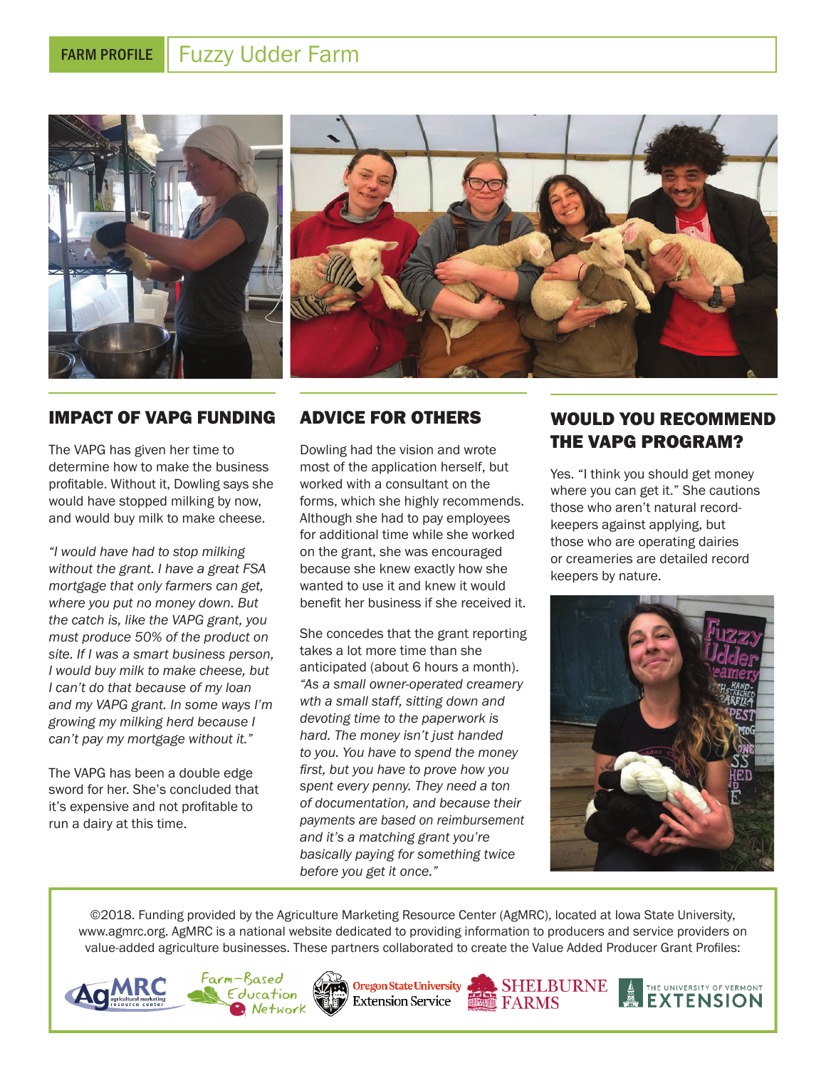FARM PROFILE | Fuzzy Udder Farm

## IMPACT OF VAPG FUNDING

The VAPG has given her time to determine how to make the business profitable. Without it, Dowling says she would have stopped milking by now, and would buy milk to make cheese.

*"I would have had to stop milking without the grant. I have a great FSA mortgage that only farmers can get, where you put no money down. But the catch is, like the VAPG grant, you must produce 50% of the product on site. If I was a smart business person, I would buy milk to make cheese, but I can't do that because of my loan and my VAPG grant. In some ways I'm growing my milking herd because I can't pay my mortgage without it."*

The VAPG has been a double edge sword for her. She's concluded that it's expensive and not profitable to run a dairy at this time.

## ADVICE FOR OTHERS

Dowling had the vision and wrote most of the application herself, but worked with a consultant on the forms, which she highly recommends. Although she had to pay employees for additional time while she worked on the grant, she was encouraged because she knew exactly how she wanted to use it and knew it would benefit her business if she received it.

She concedes that the grant reporting takes a lot more time than she anticipated (about 6 hours a month). *"As a small owner-operated creamery with a small staff, sitting down and devoting time to the paperwork is hard. The money isn't just handed to you. You have to spend the money first, but you have to prove how you spent every penny. They need a ton of documentation, and because their payments are based on reimbursement and it's a matching grant you're basically paying for something twice before you get it once."*

## WOULD YOU RECOMMEND THE VAPG PROGRAM?

Yes. "I think you should get money where you can get it." She cautions those who aren't natural record-keepers against applying, but those who are operating dairies or creameries are detailed record keepers by nature.

©2018. Funding provided by the Agriculture Marketing Resource Center (AgMRC), located at Iowa State University, www.agmrc.org. AgMRC is a national website dedicated to providing information to producers and service providers on value-added agriculture businesses. These partners collaborated to create the Value Added Producer Grant Profiles:

AgMRC agricultural marketing resource center · Farm-Based Education Network · Oregon State University Extension Service · Shelburne Farms · The University of Vermont Extension